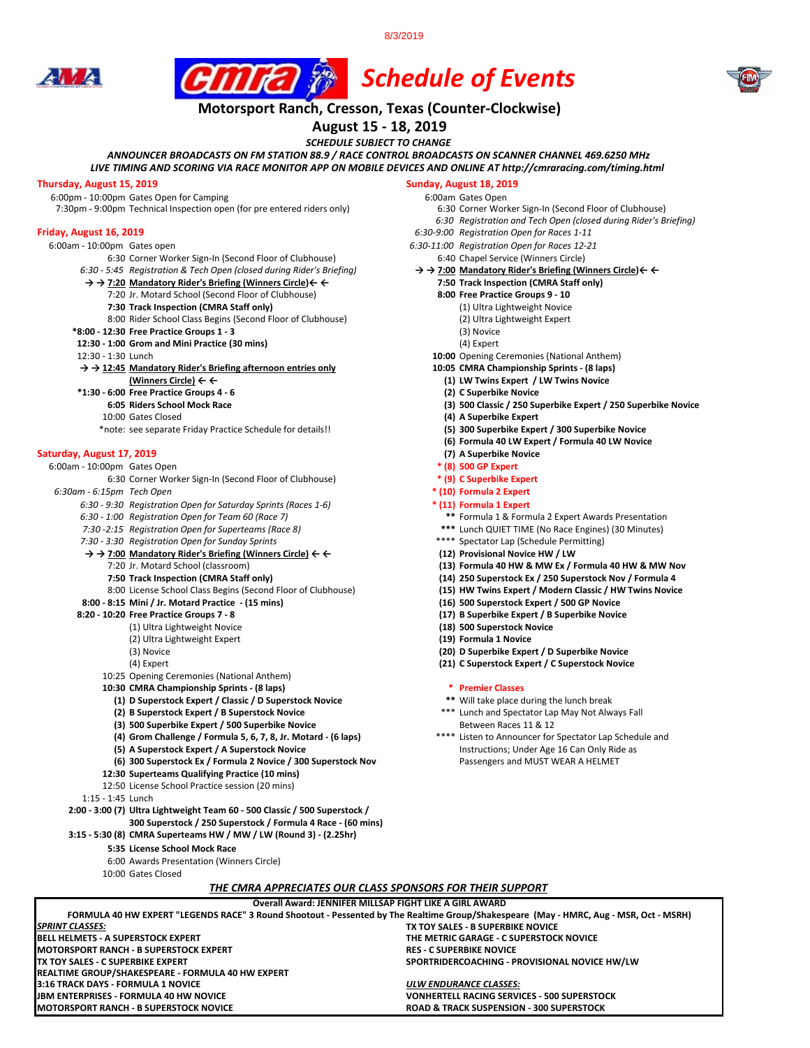8/3/2019

# Schedule of Events

## Motorsport Ranch, Cresson, Texas (Counter-Clockwise)

## August 15 - 18, 2019

***SCHEDULE SUBJECT TO CHANGE***

***ANNOUNCER BROADCASTS ON FM STATION 88.9 / RACE CONTROL BROADCASTS ON SCANNER CHANNEL 469.6250 MHz***

***LIVE TIMING AND SCORING VIA RACE MONITOR APP ON MOBILE DEVICES AND ONLINE AT http://cmraracing.com/timing.html***

### Thursday, August 15, 2019

6:00pm - 10:00pm Gates Open for Camping
7:30pm - 9:00pm Technical Inspection open (for pre entered riders only)

### Friday, August 16, 2019

6:00am - 10:00pm Gates open
6:30 Corner Worker Sign-In (Second Floor of Clubhouse)
*6:30 - 5:45 Registration & Tech Open (closed during Rider's Briefing)*
→ → **7:20 Mandatory Rider's Briefing (Winners Circle)** ← ←
7:20 Jr. Motard School (Second Floor of Clubhouse)
**7:30 Track Inspection (CMRA Staff only)**
8:00 Rider School Class Begins (Second Floor of Clubhouse)
***8:00 - 12:30 Free Practice Groups 1 - 3**
**12:30 - 1:00 Grom and Mini Practice (30 mins)**
12:30 - 1:30 Lunch
→ → **12:45 Mandatory Rider's Briefing afternoon entries only (Winners Circle)** ← ←
***1:30 - 6:00 Free Practice Groups 4 - 6**
**6:05 Riders School Mock Race**
10:00 Gates Closed
*note: see separate Friday Practice Schedule for details!!

### Saturday, August 17, 2019

6:00am - 10:00pm Gates Open
6:30 Corner Worker Sign-In (Second Floor of Clubhouse)
*6:30am - 6:15pm Tech Open*
*6:30 - 9:30 Registration Open for Saturday Sprints (Races 1-6)*
*6:30 - 1:00 Registration Open for Team 60 (Race 7)*
*7:30 -2:15 Registration Open for Superteams (Race 8)*
*7:30 - 3:30 Registration Open for Sunday Sprints*
→ → **7:00 Mandatory Rider's Briefing (Winners Circle)** ← ←
7:20 Jr. Motard School (classroom)
**7:50 Track Inspection (CMRA Staff only)**
8:00 License School Class Begins (Second Floor of Clubhouse)
**8:00 - 8:15 Mini / Jr. Motard Practice - (15 mins)**
**8:20 - 10:20 Free Practice Groups 7 - 8**
(1) Ultra Lightweight Novice
(2) Ultra Lightweight Expert
(3) Novice
(4) Expert
10:25 Opening Ceremonies (National Anthem)
**10:30 CMRA Championship Sprints - (8 laps)**
**(1) D Superstock Expert / Classic / D Superstock Novice**
**(2) B Superstock Expert / B Superstock Novice**
**(3) 500 Superbike Expert / 500 Superbike Novice**
**(4) Grom Challenge / Formula 5, 6, 7, 8, Jr. Motard - (6 laps)**
**(5) A Superstock Expert / A Superstock Novice**
**(6) 300 Superstock Ex / Formula 2 Novice / 300 Superstock Nov**
**12:30 Superteams Qualifying Practice (10 mins)**
12:50 License School Practice session (20 mins)
1:15 - 1:45 Lunch
**2:00 - 3:00 (7) Ultra Lightweight Team 60 - 500 Classic / 500 Superstock / 300 Superstock / 250 Superstock / Formula 4 Race - (60 mins)**
**3:15 - 5:30 (8) CMRA Superteams HW / MW / LW (Round 3) - (2.25hr)**
**5:35 License School Mock Race**
6:00 Awards Presentation (Winners Circle)
10:00 Gates Closed

### Sunday, August 18, 2019

6:00am Gates Open
6:30 Corner Worker Sign-In (Second Floor of Clubhouse)
*6:30 Registration and Tech Open (closed during Rider's Briefing)*
*6:30-9:00 Registration Open for Races 1-11*
*6:30-11:00 Registration Open for Races 12-21*
6:40 Chapel Service (Winners Circle)
→ → **7:00 Mandatory Rider's Briefing (Winners Circle)** ← ←
**7:50 Track Inspection (CMRA Staff only)**
**8:00 Free Practice Groups 9 - 10**
(1) Ultra Lightweight Novice
(2) Ultra Lightweight Expert
(3) Novice
(4) Expert
**10:00** Opening Ceremonies (National Anthem)
**10:05 CMRA Championship Sprints - (8 laps)**
**(1) LW Twins Expert / LW Twins Novice**
**(2) C Superbike Novice**
**(3) 500 Classic / 250 Superbike Expert / 250 Superbike Novice**
**(4) A Superbike Expert**
**(5) 300 Superbike Expert / 300 Superbike Novice**
**(6) Formula 40 LW Expert / Formula 40 LW Novice**
**(7) A Superbike Novice**
**\* (8) 500 GP Expert**
**\* (9) C Superbike Expert**
**\* (10) Formula 2 Expert**
**\* (11) Formula 1 Expert**
** Formula 1 & Formula 2 Expert Awards Presentation
*** Lunch QUIET TIME (No Race Engines) (30 Minutes)
**** Spectator Lap (Schedule Permitting)
**(12) Provisional Novice HW / LW**
**(13) Formula 40 HW & MW Ex / Formula 40 HW & MW Nov**
**(14) 250 Superstock Ex / 250 Superstock Nov / Formula 4**
**(15) HW Twins Expert / Modern Classic / HW Twins Novice**
**(16) 500 Superstock Expert / 500 GP Novice**
**(17) B Superbike Expert / B Superbike Novice**
**(18) 500 Superstock Novice**
**(19) Formula 1 Novice**
**(20) D Superbike Expert / D Superbike Novice**
**(21) C Superstock Expert / C Superstock Novice**

\* **Premier Classes**
** Will take place during the lunch break
*** Lunch and Spectator Lap May Not Always Fall Between Races 11 & 12
**** Listen to Announcer for Spectator Lap Schedule and Instructions; Under Age 16 Can Only Ride as Passengers and MUST WEAR A HELMET

***THE CMRA APPRECIATES OUR CLASS SPONSORS FOR THEIR SUPPORT***

**Overall Award: JENNIFER MILLSAP FIGHT LIKE A GIRL AWARD**

**FORMULA 40 HW EXPERT "LEGENDS RACE" 3 Round Shootout - Pessented by The Realtime Group/Shakespeare (May - HMRC, Aug - MSR, Oct - MSRH)**

***SPRINT CLASSES:***
**BELL HELMETS - A SUPERSTOCK EXPERT**
**MOTORSPORT RANCH - B SUPERSTOCK EXPERT**
**TX TOY SALES - C SUPERBIKE EXPERT**
**REALTIME GROUP/SHAKESPEARE - FORMULA 40 HW EXPERT**
**3:16 TRACK DAYS - FORMULA 1 NOVICE**
**JBM ENTERPRISES - FORMULA 40 HW NOVICE**
**MOTORSPORT RANCH - B SUPERSTOCK NOVICE**
**TX TOY SALES - B SUPERBIKE NOVICE**
**THE METRIC GARAGE - C SUPERSTOCK NOVICE**
**RES - C SUPERBIKE NOVICE**
**SPORTRIDERCOACHING - PROVISIONAL NOVICE HW/LW**

***ULW ENDURANCE CLASSES:***
**VONHERTELL RACING SERVICES - 500 SUPERSTOCK**
**ROAD & TRACK SUSPENSION - 300 SUPERSTOCK**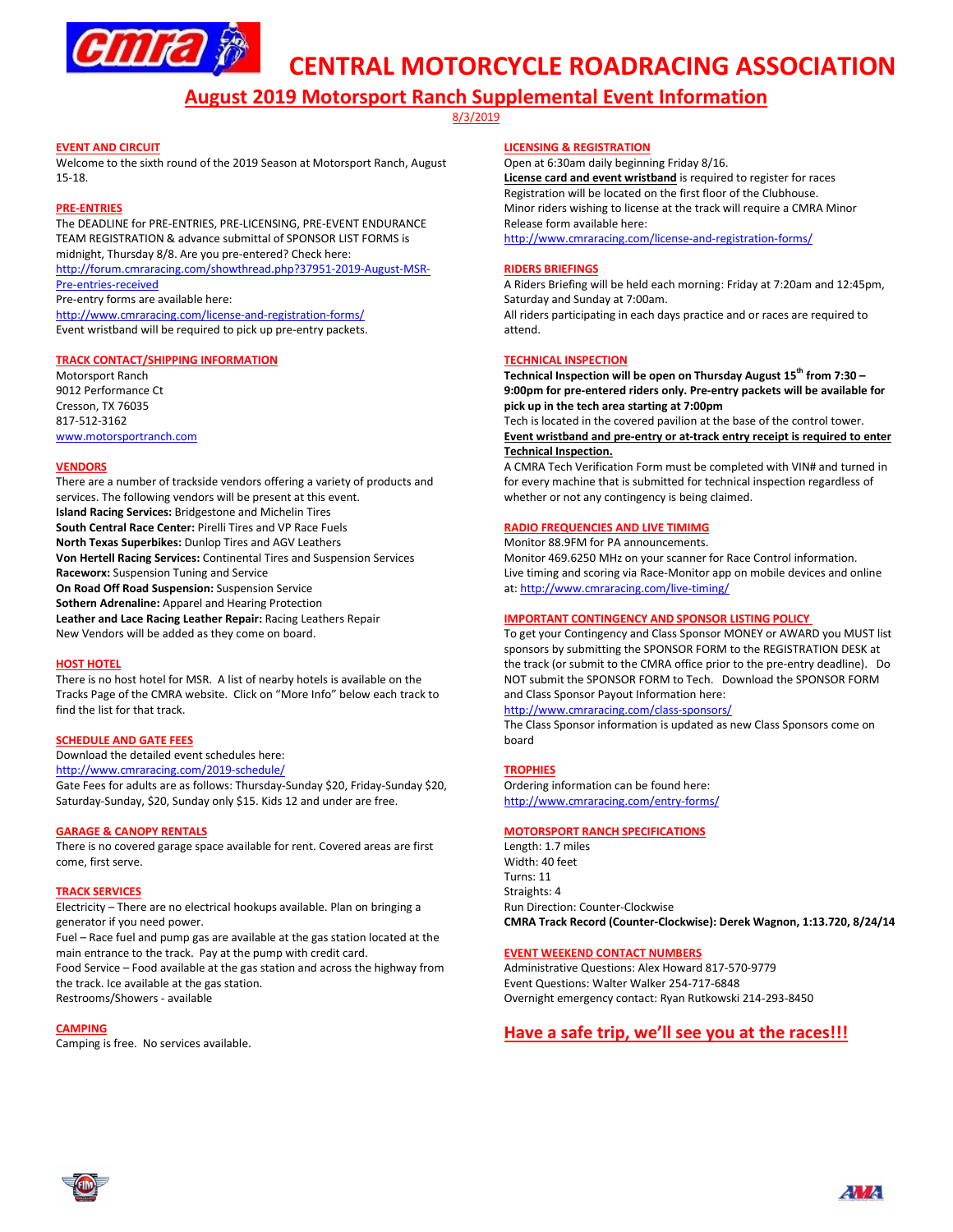# CENTRAL MOTORCYCLE ROADRACING ASSOCIATION

## August 2019 Motorsport Ranch Supplemental Event Information

8/3/2019

### EVENT AND CIRCUIT

Welcome to the sixth round of the 2019 Season at Motorsport Ranch, August 15-18.

### PRE-ENTRIES

The DEADLINE for PRE-ENTRIES, PRE-LICENSING, PRE-EVENT ENDURANCE TEAM REGISTRATION & advance submittal of SPONSOR LIST FORMS is midnight, Thursday 8/8. Are you pre-entered? Check here:
http://forum.cmraracing.com/showthread.php?37951-2019-August-MSR-Pre-entries-received
Pre-entry forms are available here:
http://www.cmraracing.com/license-and-registration-forms/
Event wristband will be required to pick up pre-entry packets.

### TRACK CONTACT/SHIPPING INFORMATION

Motorsport Ranch
9012 Performance Ct
Cresson, TX 76035
817-512-3162
www.motorsportranch.com

### VENDORS

There are a number of trackside vendors offering a variety of products and services. The following vendors will be present at this event.
**Island Racing Services:** Bridgestone and Michelin Tires
**South Central Race Center:** Pirelli Tires and VP Race Fuels
**North Texas Superbikes:** Dunlop Tires and AGV Leathers
**Von Hertell Racing Services:** Continental Tires and Suspension Services
**Raceworx:** Suspension Tuning and Service
**On Road Off Road Suspension:** Suspension Service
**Sothern Adrenaline:** Apparel and Hearing Protection
**Leather and Lace Racing Leather Repair:** Racing Leathers Repair
New Vendors will be added as they come on board.

### HOST HOTEL

There is no host hotel for MSR. A list of nearby hotels is available on the Tracks Page of the CMRA website. Click on "More Info" below each track to find the list for that track.

### SCHEDULE AND GATE FEES

Download the detailed event schedules here:
http://www.cmraracing.com/2019-schedule/
Gate Fees for adults are as follows: Thursday-Sunday $20, Friday-Sunday $20, Saturday-Sunday, $20, Sunday only $15. Kids 12 and under are free.

### GARAGE & CANOPY RENTALS

There is no covered garage space available for rent. Covered areas are first come, first serve.

### TRACK SERVICES

Electricity – There are no electrical hookups available. Plan on bringing a generator if you need power.
Fuel – Race fuel and pump gas are available at the gas station located at the main entrance to the track. Pay at the pump with credit card.
Food Service – Food available at the gas station and across the highway from the track. Ice available at the gas station.
Restrooms/Showers - available

### CAMPING

Camping is free. No services available.

### LICENSING & REGISTRATION

Open at 6:30am daily beginning Friday 8/16.
**License card and event wristband** is required to register for races
Registration will be located on the first floor of the Clubhouse.
Minor riders wishing to license at the track will require a CMRA Minor Release form available here:
http://www.cmraracing.com/license-and-registration-forms/

### RIDERS BRIEFINGS

A Riders Briefing will be held each morning: Friday at 7:20am and 12:45pm, Saturday and Sunday at 7:00am.
All riders participating in each days practice and or races are required to attend.

### TECHNICAL INSPECTION

**Technical Inspection will be open on Thursday August 15th from 7:30 – 9:00pm for pre-entered riders only. Pre-entry packets will be available for pick up in the tech area starting at 7:00pm**
Tech is located in the covered pavilion at the base of the control tower.
**Event wristband and pre-entry or at-track entry receipt is required to enter Technical Inspection.**
A CMRA Tech Verification Form must be completed with VIN# and turned in for every machine that is submitted for technical inspection regardless of whether or not any contingency is being claimed.

### RADIO FREQUENCIES AND LIVE TIMIMG

Monitor 88.9FM for PA announcements.
Monitor 469.6250 MHz on your scanner for Race Control information.
Live timing and scoring via Race-Monitor app on mobile devices and online at: http://www.cmraracing.com/live-timing/

### IMPORTANT CONTINGENCY AND SPONSOR LISTING POLICY

To get your Contingency and Class Sponsor MONEY or AWARD you MUST list sponsors by submitting the SPONSOR FORM to the REGISTRATION DESK at the track (or submit to the CMRA office prior to the pre-entry deadline). Do NOT submit the SPONSOR FORM to Tech. Download the SPONSOR FORM and Class Sponsor Payout Information here:
http://www.cmraracing.com/class-sponsors/
The Class Sponsor information is updated as new Class Sponsors come on board

### TROPHIES

Ordering information can be found here:
http://www.cmraracing.com/entry-forms/

### MOTORSPORT RANCH SPECIFICATIONS

Length: 1.7 miles
Width: 40 feet
Turns: 11
Straights: 4
Run Direction: Counter-Clockwise
**CMRA Track Record (Counter-Clockwise): Derek Wagnon, 1:13.720, 8/24/14**

### EVENT WEEKEND CONTACT NUMBERS

Administrative Questions: Alex Howard 817-570-9779
Event Questions: Walter Walker 254-717-6848
Overnight emergency contact: Ryan Rutkowski 214-293-8450

## Have a safe trip, we'll see you at the races!!!